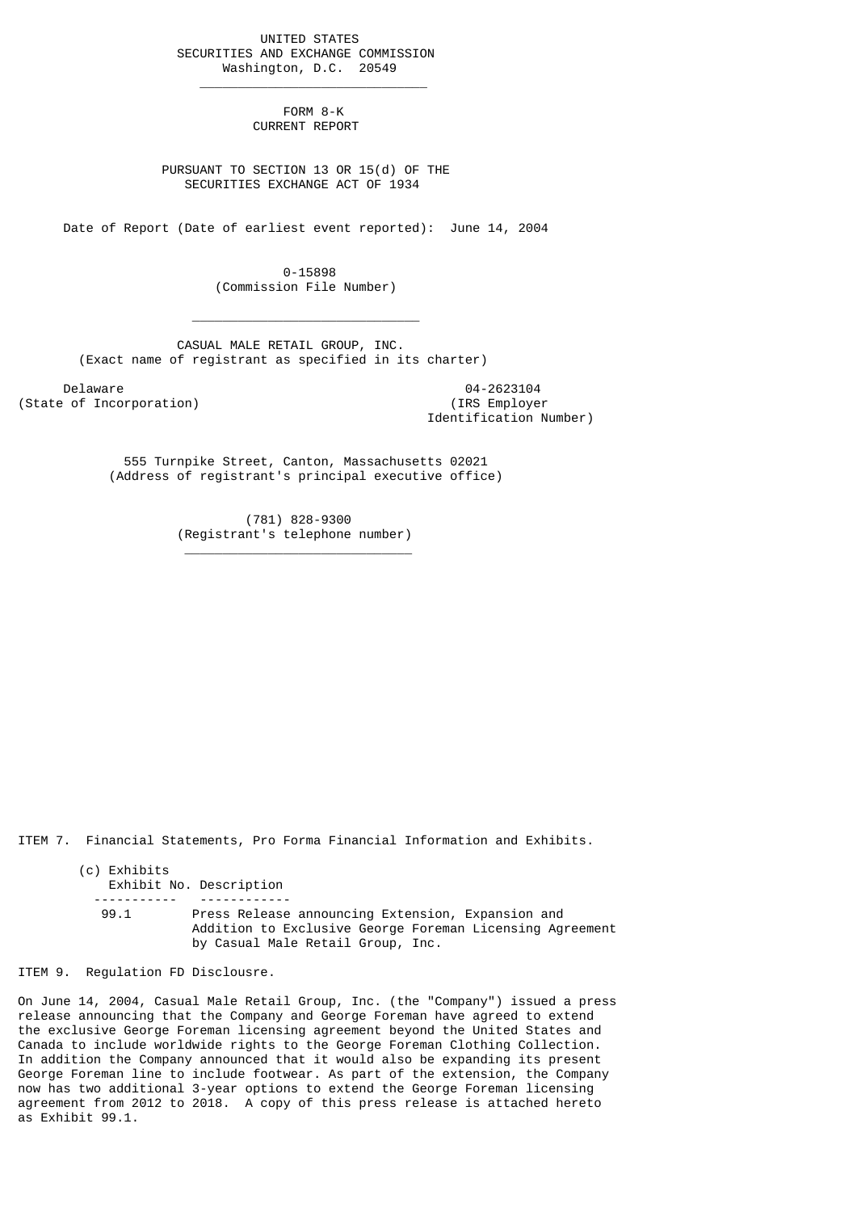UNITED STATES
SECURITIES AND EXCHANGE COMMISSION
Washington, D.C. 20549

---

FORM 8-K
CURRENT REPORT

PURSUANT TO SECTION 13 OR 15(d) OF THE
SECURITIES EXCHANGE ACT OF 1934

Date of Report (Date of earliest event reported): June 14, 2004

0-15898
(Commission File Number)

---

CASUAL MALE RETAIL GROUP, INC.
(Exact name of registrant as specified in its charter)

| Delaware | 04-2623104 |
|---|---|
| (State of Incorporation) | (IRS Employer Identification Number) |

555 Turnpike Street, Canton, Massachusetts 02021
(Address of registrant's principal executive office)

(781) 828-9300
(Registrant's telephone number)

---

ITEM 7. Financial Statements, Pro Forma Financial Information and Exhibits.

(c) Exhibits

| Exhibit No. | Description |
|---|---|
| 99.1 | Press Release announcing Extension, Expansion and Addition to Exclusive George Foreman Licensing Agreement by Casual Male Retail Group, Inc. |

ITEM 9. Regulation FD Disclousre.

On June 14, 2004, Casual Male Retail Group, Inc. (the "Company") issued a press release announcing that the Company and George Foreman have agreed to extend the exclusive George Foreman licensing agreement beyond the United States and Canada to include worldwide rights to the George Foreman Clothing Collection. In addition the Company announced that it would also be expanding its present George Foreman line to include footwear. As part of the extension, the Company now has two additional 3-year options to extend the George Foreman licensing agreement from 2012 to 2018. A copy of this press release is attached hereto as Exhibit 99.1.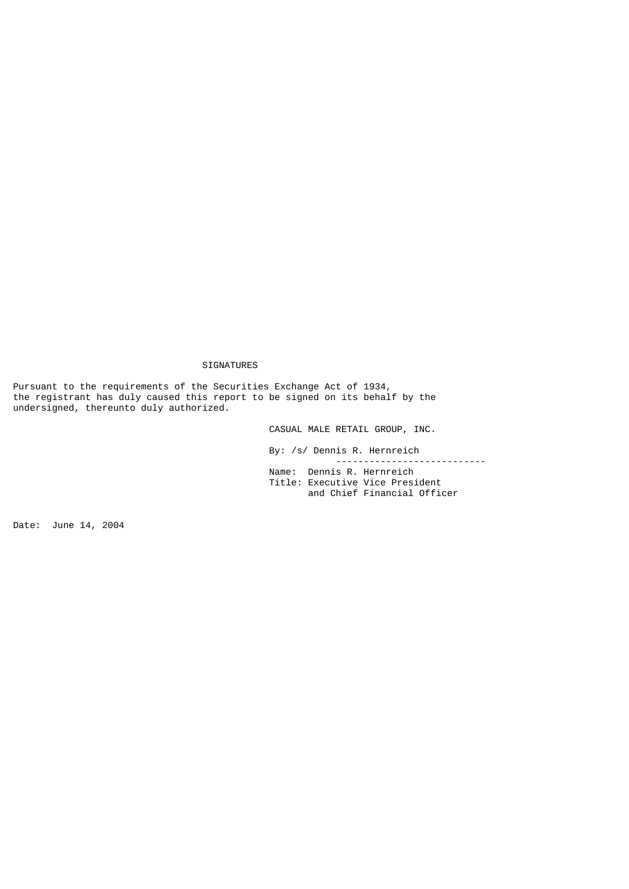## SIGNATURES

Pursuant to the requirements of the Securities Exchange Act of 1934, the registrant has duly caused this report to be signed on its behalf by the undersigned, thereunto duly authorized.

CASUAL MALE RETAIL GROUP, INC.

By: /s/ Dennis R. Hernreich

Name: Dennis R. Hernreich
Title: Executive Vice President and Chief Financial Officer

Date: June 14, 2004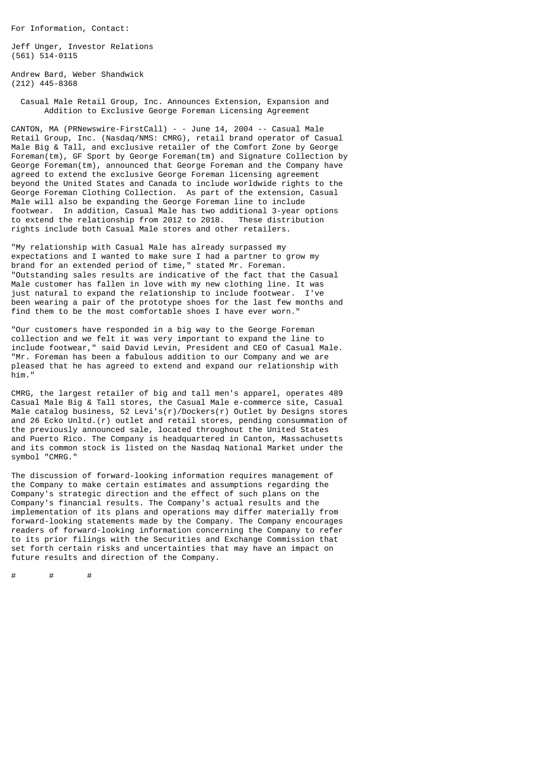For Information, Contact:

Jeff Unger, Investor Relations
(561) 514-0115

Andrew Bard, Weber Shandwick
(212) 445-8368

## Casual Male Retail Group, Inc. Announces Extension, Expansion and Addition to Exclusive George Foreman Licensing Agreement

CANTON, MA (PRNewswire-FirstCall) - - June 14, 2004 -- Casual Male Retail Group, Inc. (Nasdaq/NMS: CMRG), retail brand operator of Casual Male Big & Tall, and exclusive retailer of the Comfort Zone by George Foreman(tm), GF Sport by George Foreman(tm) and Signature Collection by George Foreman(tm), announced that George Foreman and the Company have agreed to extend the exclusive George Foreman licensing agreement beyond the United States and Canada to include worldwide rights to the George Foreman Clothing Collection. As part of the extension, Casual Male will also be expanding the George Foreman line to include footwear. In addition, Casual Male has two additional 3-year options to extend the relationship from 2012 to 2018. These distribution rights include both Casual Male stores and other retailers.

"My relationship with Casual Male has already surpassed my expectations and I wanted to make sure I had a partner to grow my brand for an extended period of time," stated Mr. Foreman. "Outstanding sales results are indicative of the fact that the Casual Male customer has fallen in love with my new clothing line. It was just natural to expand the relationship to include footwear. I've been wearing a pair of the prototype shoes for the last few months and find them to be the most comfortable shoes I have ever worn."

"Our customers have responded in a big way to the George Foreman collection and we felt it was very important to expand the line to include footwear," said David Levin, President and CEO of Casual Male. "Mr. Foreman has been a fabulous addition to our Company and we are pleased that he has agreed to extend and expand our relationship with him."

CMRG, the largest retailer of big and tall men's apparel, operates 489 Casual Male Big & Tall stores, the Casual Male e-commerce site, Casual Male catalog business, 52 Levi's(r)/Dockers(r) Outlet by Designs stores and 26 Ecko Unltd.(r) outlet and retail stores, pending consummation of the previously announced sale, located throughout the United States and Puerto Rico. The Company is headquartered in Canton, Massachusetts and its common stock is listed on the Nasdaq National Market under the symbol "CMRG."

The discussion of forward-looking information requires management of the Company to make certain estimates and assumptions regarding the Company's strategic direction and the effect of such plans on the Company's financial results. The Company's actual results and the implementation of its plans and operations may differ materially from forward-looking statements made by the Company. The Company encourages readers of forward-looking information concerning the Company to refer to its prior filings with the Securities and Exchange Commission that set forth certain risks and uncertainties that may have an impact on future results and direction of the Company.

# # #